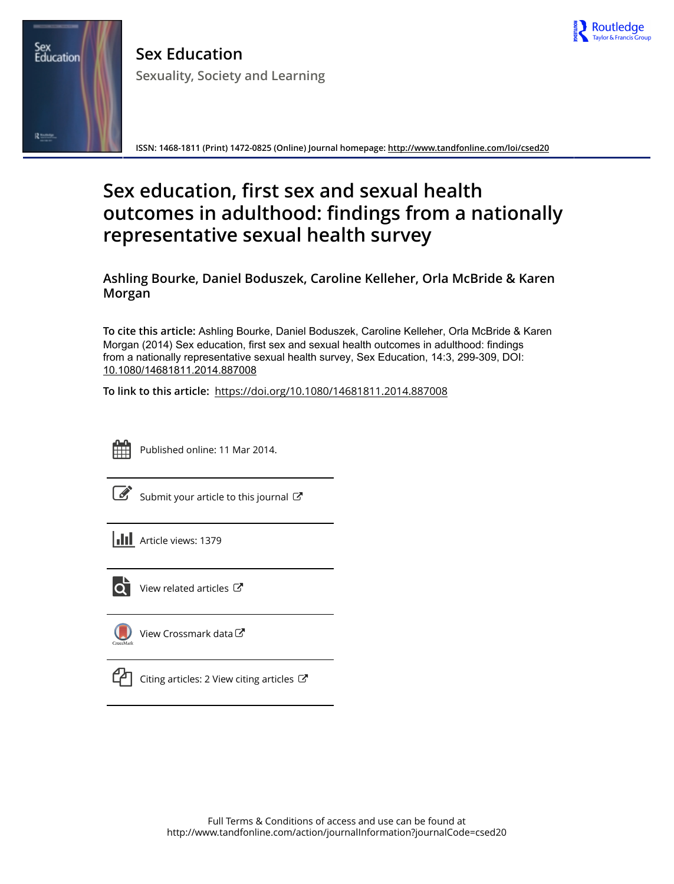Sex Education

Sexuality, Society and Learning

ISSN: 1468-1811 (Print) 1472-0825 (Online) Journal homepage: http://www.tandfonline.com/loi/csed20

# Sex education, first sex and sexual health outcomes in adulthood: findings from a nationally representative sexual health survey

**Ashling Bourke, Daniel Boduszek, Caroline Kelleher, Orla McBride & Karen Morgan**

**To cite this article:** Ashling Bourke, Daniel Boduszek, Caroline Kelleher, Orla McBride & Karen Morgan (2014) Sex education, first sex and sexual health outcomes in adulthood: findings from a nationally representative sexual health survey, Sex Education, 14:3, 299-309, DOI: 10.1080/14681811.2014.887008

**To link to this article:** https://doi.org/10.1080/14681811.2014.887008

Published online: 11 Mar 2014.

Submit your article to this journal

Article views: 1379

View related articles

View Crossmark data

Citing articles: 2 View citing articles

Full Terms & Conditions of access and use can be found at http://www.tandfonline.com/action/journalInformation?journalCode=csed20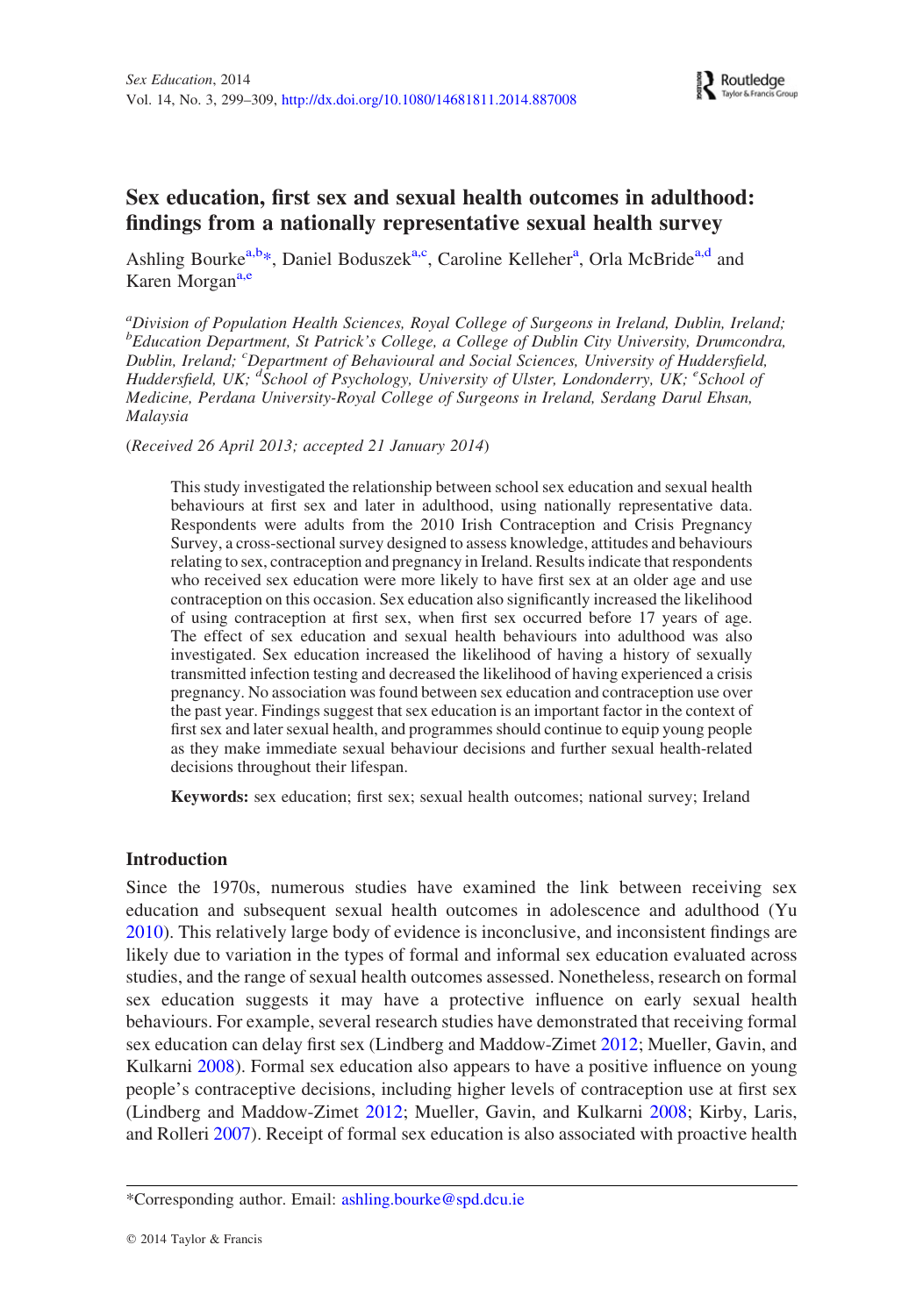# Sex education, first sex and sexual health outcomes in adulthood: findings from a nationally representative sexual health survey

Ashling Bourke[a,b]*, Daniel Boduszek[a,c], Caroline Kelleher[a], Orla McBride[a,d] and Karen Morgan[a,e]

[a]*Division of Population Health Sciences, Royal College of Surgeons in Ireland, Dublin, Ireland;* [b]*Education Department, St Patrick's College, a College of Dublin City University, Drumcondra, Dublin, Ireland;* [c]*Department of Behavioural and Social Sciences, University of Huddersfield, Huddersfield, UK;* [d]*School of Psychology, University of Ulster, Londonderry, UK;* [e]*School of Medicine, Perdana University-Royal College of Surgeons in Ireland, Serdang Darul Ehsan, Malaysia*

(*Received 26 April 2013; accepted 21 January 2014*)

This study investigated the relationship between school sex education and sexual health behaviours at first sex and later in adulthood, using nationally representative data. Respondents were adults from the 2010 Irish Contraception and Crisis Pregnancy Survey, a cross-sectional survey designed to assess knowledge, attitudes and behaviours relating to sex, contraception and pregnancy in Ireland. Results indicate that respondents who received sex education were more likely to have first sex at an older age and use contraception on this occasion. Sex education also significantly increased the likelihood of using contraception at first sex, when first sex occurred before 17 years of age. The effect of sex education and sexual health behaviours into adulthood was also investigated. Sex education increased the likelihood of having a history of sexually transmitted infection testing and decreased the likelihood of having experienced a crisis pregnancy. No association was found between sex education and contraception use over the past year. Findings suggest that sex education is an important factor in the context of first sex and later sexual health, and programmes should continue to equip young people as they make immediate sexual behaviour decisions and further sexual health-related decisions throughout their lifespan.

**Keywords:** sex education; first sex; sexual health outcomes; national survey; Ireland

## Introduction

Since the 1970s, numerous studies have examined the link between receiving sex education and subsequent sexual health outcomes in adolescence and adulthood (Yu 2010). This relatively large body of evidence is inconclusive, and inconsistent findings are likely due to variation in the types of formal and informal sex education evaluated across studies, and the range of sexual health outcomes assessed. Nonetheless, research on formal sex education suggests it may have a protective influence on early sexual health behaviours. For example, several research studies have demonstrated that receiving formal sex education can delay first sex (Lindberg and Maddow-Zimet 2012; Mueller, Gavin, and Kulkarni 2008). Formal sex education also appears to have a positive influence on young people's contraceptive decisions, including higher levels of contraception use at first sex (Lindberg and Maddow-Zimet 2012; Mueller, Gavin, and Kulkarni 2008; Kirby, Laris, and Rolleri 2007). Receipt of formal sex education is also associated with proactive health

*Corresponding author. Email: ashling.bourke@spd.dcu.ie

© 2014 Taylor & Francis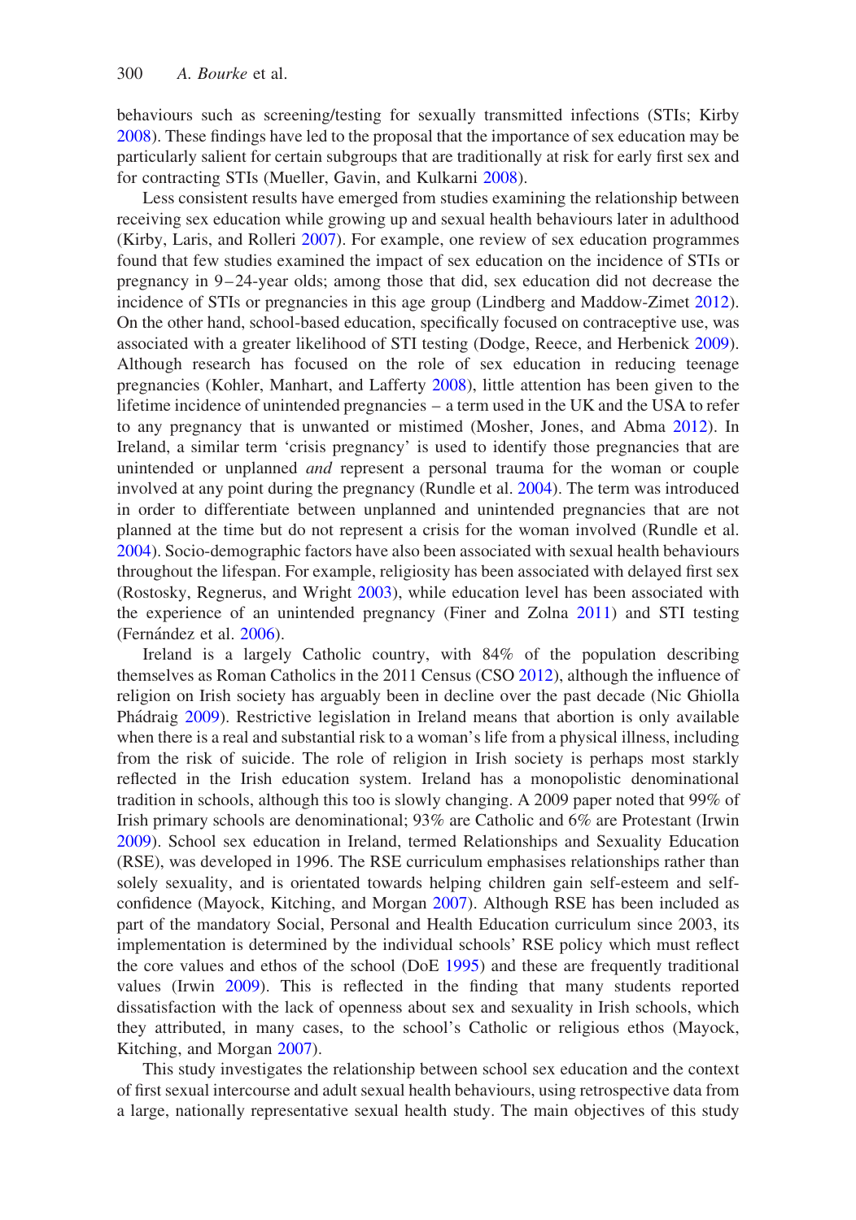behaviours such as screening/testing for sexually transmitted infections (STIs; Kirby 2008). These findings have led to the proposal that the importance of sex education may be particularly salient for certain subgroups that are traditionally at risk for early first sex and for contracting STIs (Mueller, Gavin, and Kulkarni 2008).

Less consistent results have emerged from studies examining the relationship between receiving sex education while growing up and sexual health behaviours later in adulthood (Kirby, Laris, and Rolleri 2007). For example, one review of sex education programmes found that few studies examined the impact of sex education on the incidence of STIs or pregnancy in 9–24-year olds; among those that did, sex education did not decrease the incidence of STIs or pregnancies in this age group (Lindberg and Maddow-Zimet 2012). On the other hand, school-based education, specifically focused on contraceptive use, was associated with a greater likelihood of STI testing (Dodge, Reece, and Herbenick 2009). Although research has focused on the role of sex education in reducing teenage pregnancies (Kohler, Manhart, and Lafferty 2008), little attention has been given to the lifetime incidence of unintended pregnancies – a term used in the UK and the USA to refer to any pregnancy that is unwanted or mistimed (Mosher, Jones, and Abma 2012). In Ireland, a similar term 'crisis pregnancy' is used to identify those pregnancies that are unintended or unplanned *and* represent a personal trauma for the woman or couple involved at any point during the pregnancy (Rundle et al. 2004). The term was introduced in order to differentiate between unplanned and unintended pregnancies that are not planned at the time but do not represent a crisis for the woman involved (Rundle et al. 2004). Socio-demographic factors have also been associated with sexual health behaviours throughout the lifespan. For example, religiosity has been associated with delayed first sex (Rostosky, Regnerus, and Wright 2003), while education level has been associated with the experience of an unintended pregnancy (Finer and Zolna 2011) and STI testing (Fernández et al. 2006).

Ireland is a largely Catholic country, with 84% of the population describing themselves as Roman Catholics in the 2011 Census (CSO 2012), although the influence of religion on Irish society has arguably been in decline over the past decade (Nic Ghiolla Phádraig 2009). Restrictive legislation in Ireland means that abortion is only available when there is a real and substantial risk to a woman's life from a physical illness, including from the risk of suicide. The role of religion in Irish society is perhaps most starkly reflected in the Irish education system. Ireland has a monopolistic denominational tradition in schools, although this too is slowly changing. A 2009 paper noted that 99% of Irish primary schools are denominational; 93% are Catholic and 6% are Protestant (Irwin 2009). School sex education in Ireland, termed Relationships and Sexuality Education (RSE), was developed in 1996. The RSE curriculum emphasises relationships rather than solely sexuality, and is orientated towards helping children gain self-esteem and self-confidence (Mayock, Kitching, and Morgan 2007). Although RSE has been included as part of the mandatory Social, Personal and Health Education curriculum since 2003, its implementation is determined by the individual schools' RSE policy which must reflect the core values and ethos of the school (DoE 1995) and these are frequently traditional values (Irwin 2009). This is reflected in the finding that many students reported dissatisfaction with the lack of openness about sex and sexuality in Irish schools, which they attributed, in many cases, to the school's Catholic or religious ethos (Mayock, Kitching, and Morgan 2007).

This study investigates the relationship between school sex education and the context of first sexual intercourse and adult sexual health behaviours, using retrospective data from a large, nationally representative sexual health study. The main objectives of this study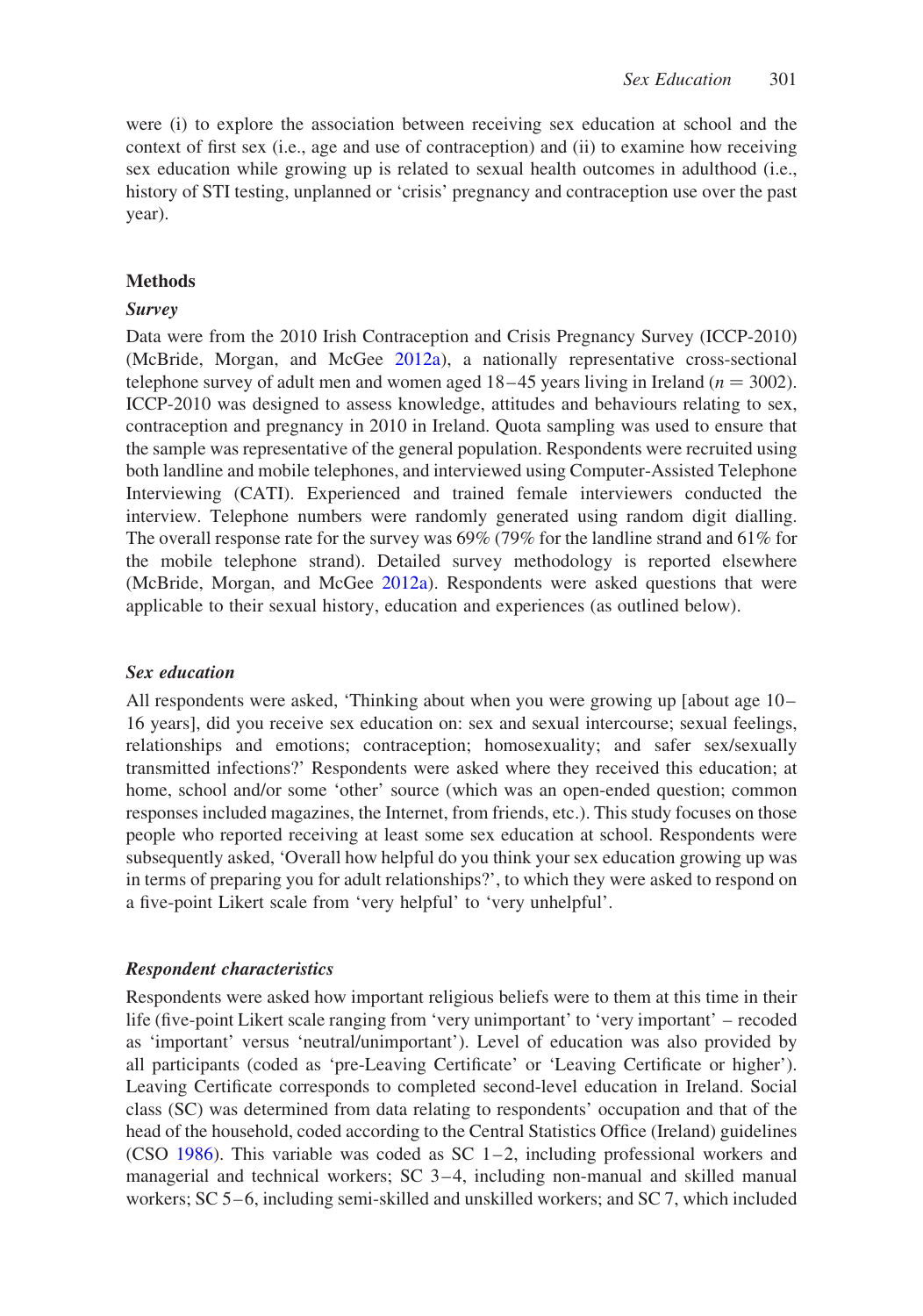were (i) to explore the association between receiving sex education at school and the context of first sex (i.e., age and use of contraception) and (ii) to examine how receiving sex education while growing up is related to sexual health outcomes in adulthood (i.e., history of STI testing, unplanned or 'crisis' pregnancy and contraception use over the past year).

## Methods

### *Survey*

Data were from the 2010 Irish Contraception and Crisis Pregnancy Survey (ICCP-2010) (McBride, Morgan, and McGee 2012a), a nationally representative cross-sectional telephone survey of adult men and women aged 18–45 years living in Ireland ($n = 3002$). ICCP-2010 was designed to assess knowledge, attitudes and behaviours relating to sex, contraception and pregnancy in 2010 in Ireland. Quota sampling was used to ensure that the sample was representative of the general population. Respondents were recruited using both landline and mobile telephones, and interviewed using Computer-Assisted Telephone Interviewing (CATI). Experienced and trained female interviewers conducted the interview. Telephone numbers were randomly generated using random digit dialling. The overall response rate for the survey was 69% (79% for the landline strand and 61% for the mobile telephone strand). Detailed survey methodology is reported elsewhere (McBride, Morgan, and McGee 2012a). Respondents were asked questions that were applicable to their sexual history, education and experiences (as outlined below).

### *Sex education*

All respondents were asked, 'Thinking about when you were growing up [about age 10–16 years], did you receive sex education on: sex and sexual intercourse; sexual feelings, relationships and emotions; contraception; homosexuality; and safer sex/sexually transmitted infections?' Respondents were asked where they received this education; at home, school and/or some 'other' source (which was an open-ended question; common responses included magazines, the Internet, from friends, etc.). This study focuses on those people who reported receiving at least some sex education at school. Respondents were subsequently asked, 'Overall how helpful do you think your sex education growing up was in terms of preparing you for adult relationships?', to which they were asked to respond on a five-point Likert scale from 'very helpful' to 'very unhelpful'.

### *Respondent characteristics*

Respondents were asked how important religious beliefs were to them at this time in their life (five-point Likert scale ranging from 'very unimportant' to 'very important' – recoded as 'important' versus 'neutral/unimportant'). Level of education was also provided by all participants (coded as 'pre-Leaving Certificate' or 'Leaving Certificate or higher'). Leaving Certificate corresponds to completed second-level education in Ireland. Social class (SC) was determined from data relating to respondents' occupation and that of the head of the household, coded according to the Central Statistics Office (Ireland) guidelines (CSO 1986). This variable was coded as SC 1–2, including professional workers and managerial and technical workers; SC 3–4, including non-manual and skilled manual workers; SC 5–6, including semi-skilled and unskilled workers; and SC 7, which included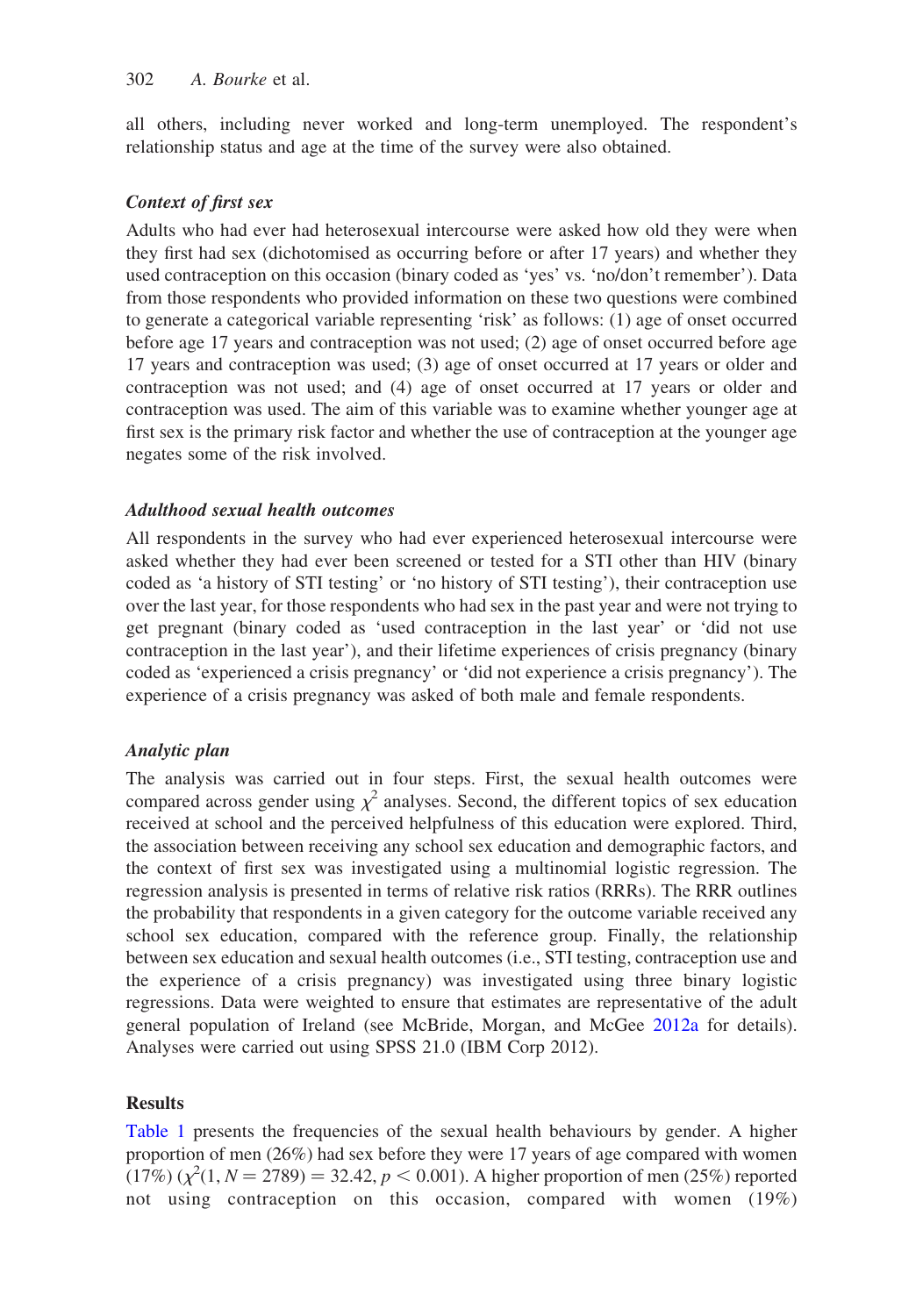all others, including never worked and long-term unemployed. The respondent's relationship status and age at the time of the survey were also obtained.

### *Context of first sex*

Adults who had ever had heterosexual intercourse were asked how old they were when they first had sex (dichotomised as occurring before or after 17 years) and whether they used contraception on this occasion (binary coded as 'yes' vs. 'no/don't remember'). Data from those respondents who provided information on these two questions were combined to generate a categorical variable representing 'risk' as follows: (1) age of onset occurred before age 17 years and contraception was not used; (2) age of onset occurred before age 17 years and contraception was used; (3) age of onset occurred at 17 years or older and contraception was not used; and (4) age of onset occurred at 17 years or older and contraception was used. The aim of this variable was to examine whether younger age at first sex is the primary risk factor and whether the use of contraception at the younger age negates some of the risk involved.

### *Adulthood sexual health outcomes*

All respondents in the survey who had ever experienced heterosexual intercourse were asked whether they had ever been screened or tested for a STI other than HIV (binary coded as 'a history of STI testing' or 'no history of STI testing'), their contraception use over the last year, for those respondents who had sex in the past year and were not trying to get pregnant (binary coded as 'used contraception in the last year' or 'did not use contraception in the last year'), and their lifetime experiences of crisis pregnancy (binary coded as 'experienced a crisis pregnancy' or 'did not experience a crisis pregnancy'). The experience of a crisis pregnancy was asked of both male and female respondents.

### *Analytic plan*

The analysis was carried out in four steps. First, the sexual health outcomes were compared across gender using $\chi^2$ analyses. Second, the different topics of sex education received at school and the perceived helpfulness of this education were explored. Third, the association between receiving any school sex education and demographic factors, and the context of first sex was investigated using a multinomial logistic regression. The regression analysis is presented in terms of relative risk ratios (RRRs). The RRR outlines the probability that respondents in a given category for the outcome variable received any school sex education, compared with the reference group. Finally, the relationship between sex education and sexual health outcomes (i.e., STI testing, contraception use and the experience of a crisis pregnancy) was investigated using three binary logistic regressions. Data were weighted to ensure that estimates are representative of the adult general population of Ireland (see McBride, Morgan, and McGee 2012a for details). Analyses were carried out using SPSS 21.0 (IBM Corp 2012).

## **Results**

Table 1 presents the frequencies of the sexual health behaviours by gender. A higher proportion of men (26%) had sex before they were 17 years of age compared with women (17%) ($\chi^2(1, N = 2789) = 32.42$, $p < 0.001$). A higher proportion of men (25%) reported not using contraception on this occasion, compared with women (19%)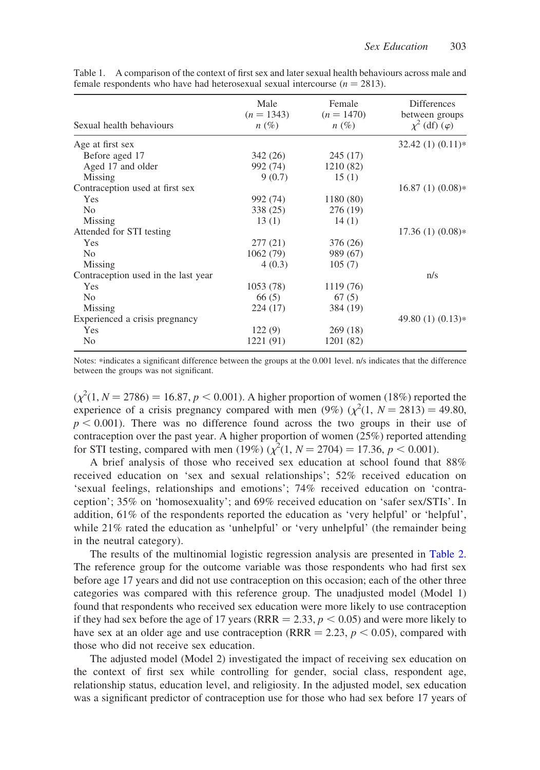Table 1. A comparison of the context of first sex and later sexual health behaviours across male and female respondents who have had heterosexual sexual intercourse ($n = 2813$).

| Sexual health behaviours | Male ($n = 1343$) $n$ (%) | Female ($n = 1470$) $n$ (%) | Differences between groups $\chi^2$ (df) ($\varphi$) |
|---|---|---|---|
| Age at first sex | | | 32.42 (1) (0.11)* |
| Before aged 17 | 342 (26) | 245 (17) | |
| Aged 17 and older | 992 (74) | 1210 (82) | |
| Missing | 9 (0.7) | 15 (1) | |
| Contraception used at first sex | | | 16.87 (1) (0.08)* |
| Yes | 992 (74) | 1180 (80) | |
| No | 338 (25) | 276 (19) | |
| Missing | 13 (1) | 14 (1) | |
| Attended for STI testing | | | 17.36 (1) (0.08)* |
| Yes | 277 (21) | 376 (26) | |
| No | 1062 (79) | 989 (67) | |
| Missing | 4 (0.3) | 105 (7) | |
| Contraception used in the last year | | | n/s |
| Yes | 1053 (78) | 1119 (76) | |
| No | 66 (5) | 67 (5) | |
| Missing | 224 (17) | 384 (19) | |
| Experienced a crisis pregnancy | | | 49.80 (1) (0.13)* |
| Yes | 122 (9) | 269 (18) | |
| No | 1221 (91) | 1201 (82) | |

Notes: *indicates a significant difference between the groups at the 0.001 level. n/s indicates that the difference between the groups was not significant.

($\chi^2(1, N = 2786) = 16.87, p < 0.001$). A higher proportion of women (18%) reported the experience of a crisis pregnancy compared with men (9%) ($\chi^2(1, N = 2813) = 49.80, p < 0.001$). There was no difference found across the two groups in their use of contraception over the past year. A higher proportion of women (25%) reported attending for STI testing, compared with men (19%) ($\chi^2(1, N = 2704) = 17.36, p < 0.001$).

A brief analysis of those who received sex education at school found that 88% received education on 'sex and sexual relationships'; 52% received education on 'sexual feelings, relationships and emotions'; 74% received education on 'contraception'; 35% on 'homosexuality'; and 69% received education on 'safer sex/STIs'. In addition, 61% of the respondents reported the education as 'very helpful' or 'helpful', while 21% rated the education as 'unhelpful' or 'very unhelpful' (the remainder being in the neutral category).

The results of the multinomial logistic regression analysis are presented in Table 2. The reference group for the outcome variable was those respondents who had first sex before age 17 years and did not use contraception on this occasion; each of the other three categories was compared with this reference group. The unadjusted model (Model 1) found that respondents who received sex education were more likely to use contraception if they had sex before the age of 17 years (RRR $= 2.33, p < 0.05$) and were more likely to have sex at an older age and use contraception (RRR $= 2.23, p < 0.05$), compared with those who did not receive sex education.

The adjusted model (Model 2) investigated the impact of receiving sex education on the context of first sex while controlling for gender, social class, respondent age, relationship status, education level, and religiosity. In the adjusted model, sex education was a significant predictor of contraception use for those who had sex before 17 years of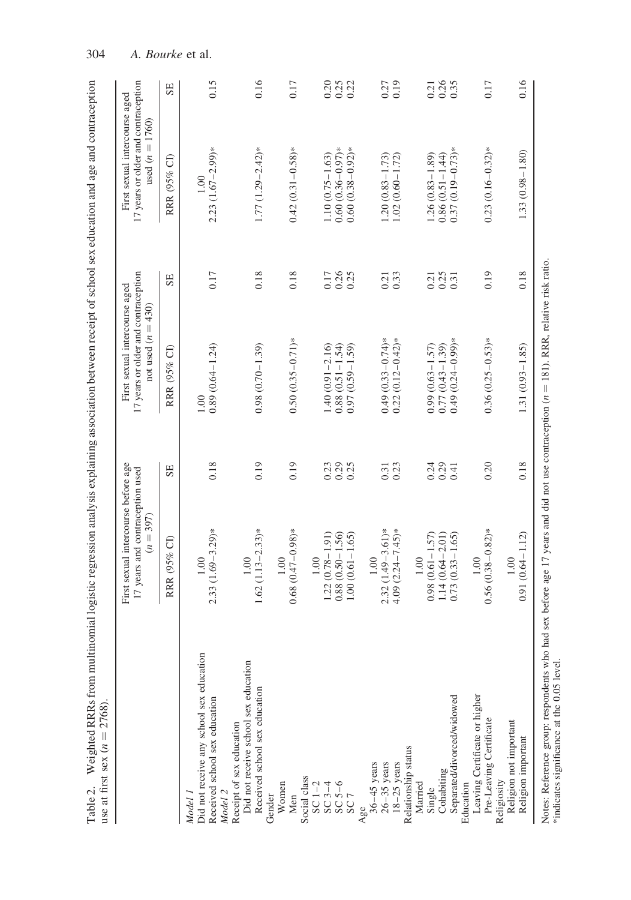Table 2. Weighted RRRs from multinomial logistic regression analysis explaining association between receipt of school sex education and age and contraception use at first sex ($n = 2768$).

| | First sexual intercourse before age 17 years and contraception used ($n = 397$) | | First sexual intercourse aged 17 years or older and contraception not used ($n = 430$) | | First sexual intercourse aged 17 years or older and contraception used ($n = 1760$) | |
|---|---|---|---|---|---|---|
| | RRR (95% CI) | SE | RRR (95% CI) | SE | RRR (95% CI) | SE |
| *Model 1* | | | | | | |
| Did not receive any school sex education | 1.00 | | 1.00 | | 1.00 | |
| Received school sex education | 2.33 (1.69–3.29)* | 0.18 | 0.89 (0.64–1.24) | 0.17 | 2.23 (1.67–2.99)* | 0.15 |
| *Model 2* | | | | | | |
| Receipt of sex education | | | | | | |
| Did not receive school sex education | 1.00 | | | | | |
| Received school sex education | 1.62 (1.13–2.33)* | 0.19 | 0.98 (0.70–1.39) | 0.18 | 1.77 (1.29–2.42)* | 0.16 |
| Gender | | | | | | |
| Women | 1.00 | | | | | |
| Men | 0.68 (0.47–0.98)* | 0.19 | 0.50 (0.35–0.71)* | 0.18 | 0.42 (0.31–0.58)* | 0.17 |
| Social class | | | | | | |
| SC 1–2 | 1.00 | | | | | |
| SC 3–4 | 1.22 (0.78–1.91) | 0.23 | 1.40 (0.91–2.16) | 0.17 | 1.10 (0.75–1.63) | 0.20 |
| SC 5–6 | 0.88 (0.50–1.56) | 0.29 | 0.88 (0.51–1.54) | 0.26 | 0.60 (0.36–0.97)* | 0.25 |
| SC 7 | 1.00 (0.61–1.65) | 0.25 | 0.97 (0.59–1.59) | 0.25 | 0.60 (0.38–0.92)* | 0.22 |
| Age | | | | | | |
| 36–45 years | 1.00 | | | | | |
| 26–35 years | 2.32 (1.49–3.61)* | 0.31 | 0.49 (0.33–0.74)* | 0.21 | 1.20 (0.83–1.73) | 0.27 |
| 18–25 years | 4.09 (2.24–7.45)* | 0.23 | 0.22 (0.12–0.42)* | 0.33 | 1.02 (0.60–1.72) | 0.19 |
| Relationship status | | | | | | |
| Married | 1.00 | | | | | |
| Single | 0.98 (0.61–1.57) | 0.24 | 0.99 (0.63–1.57) | 0.21 | 1.26 (0.83–1.89) | 0.21 |
| Cohabiting | 1.14 (0.64–2.01) | 0.29 | 0.77 (0.43–1.39) | 0.25 | 0.86 (0.51–1.44) | 0.26 |
| Separated/divorced/widowed | 0.73 (0.33–1.65) | 0.41 | 0.49 (0.24–0.99)* | 0.31 | 0.37 (0.19–0.73)* | 0.35 |
| Education | | | | | | |
| Leaving Certificate or higher | 1.00 | | | | | |
| Pre-Leaving Certificate | 0.56 (0.38–0.82)* | 0.20 | 0.36 (0.25–0.53)* | 0.19 | 0.23 (0.16–0.32)* | 0.17 |
| Religiosity | | | | | | |
| Religion not important | 1.00 | | | | | |
| Religion important | 0.91 (0.64–1.12) | 0.18 | 1.31 (0.93–1.85) | 0.18 | 1.33 (0.98–1.80) | 0.16 |

Notes: Reference group: respondents who had sex before age 17 years and did not use contraception ($n = 181$). RRR, relative risk ratio.
*indicates significance at the 0.05 level.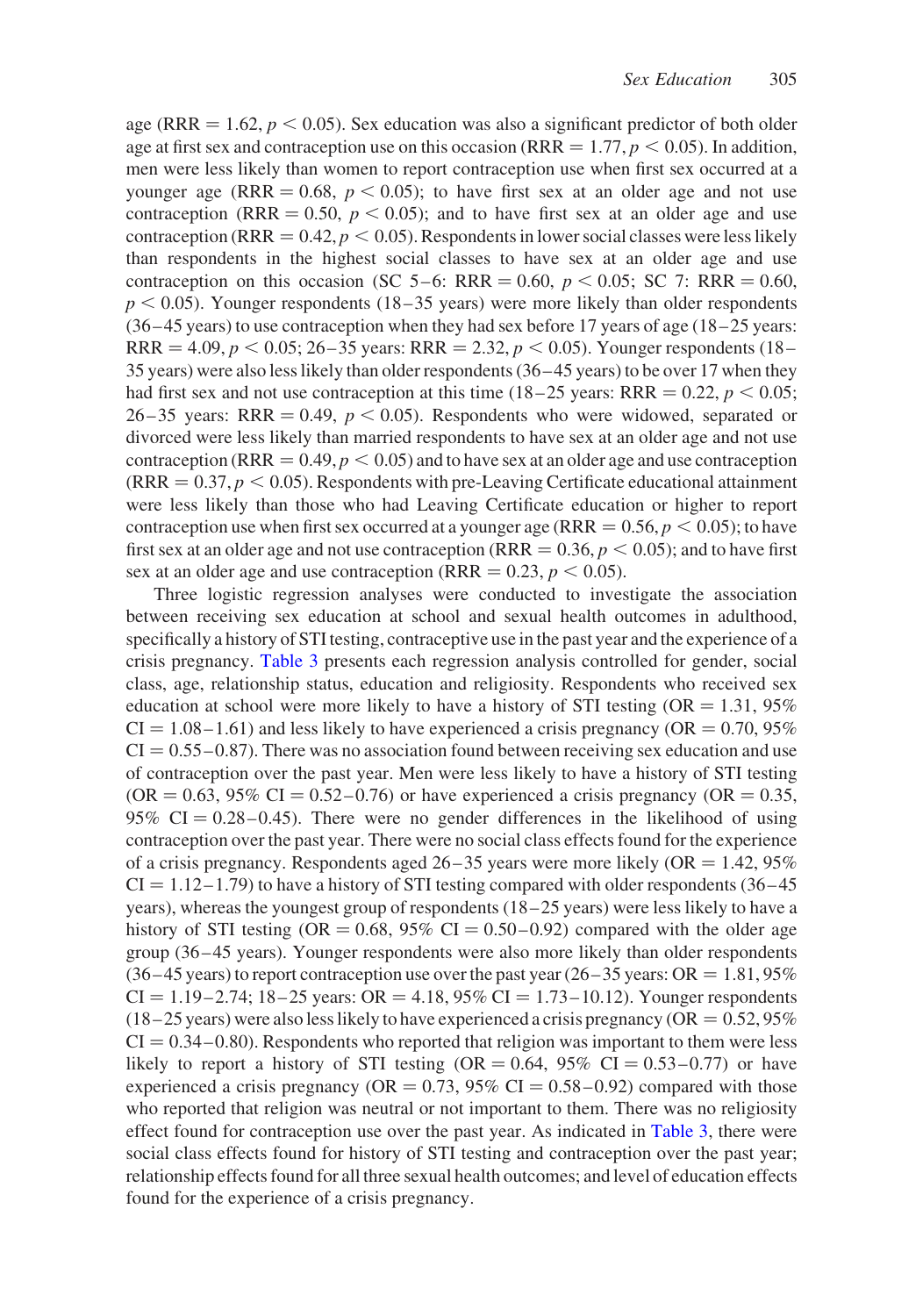age (RRR = 1.62, $p < 0.05$). Sex education was also a significant predictor of both older age at first sex and contraception use on this occasion (RRR = 1.77, $p < 0.05$). In addition, men were less likely than women to report contraception use when first sex occurred at a younger age (RRR = 0.68, $p < 0.05$); to have first sex at an older age and not use contraception (RRR = 0.50, $p < 0.05$); and to have first sex at an older age and use contraception (RRR = 0.42, $p < 0.05$). Respondents in lower social classes were less likely than respondents in the highest social classes to have sex at an older age and use contraception on this occasion (SC 5–6: RRR = 0.60, $p < 0.05$; SC 7: RRR = 0.60, $p < 0.05$). Younger respondents (18–35 years) were more likely than older respondents (36–45 years) to use contraception when they had sex before 17 years of age (18–25 years: RRR = 4.09, $p < 0.05$; 26–35 years: RRR = 2.32, $p < 0.05$). Younger respondents (18–35 years) were also less likely than older respondents (36–45 years) to be over 17 when they had first sex and not use contraception at this time (18–25 years: RRR = 0.22, $p < 0.05$; 26–35 years: RRR = 0.49, $p < 0.05$). Respondents who were widowed, separated or divorced were less likely than married respondents to have sex at an older age and not use contraception (RRR = 0.49, $p < 0.05$) and to have sex at an older age and use contraception (RRR = 0.37, $p < 0.05$). Respondents with pre-Leaving Certificate educational attainment were less likely than those who had Leaving Certificate education or higher to report contraception use when first sex occurred at a younger age (RRR = 0.56, $p < 0.05$); to have first sex at an older age and not use contraception (RRR = 0.36, $p < 0.05$); and to have first sex at an older age and use contraception (RRR = 0.23, $p < 0.05$).

Three logistic regression analyses were conducted to investigate the association between receiving sex education at school and sexual health outcomes in adulthood, specifically a history of STI testing, contraceptive use in the past year and the experience of a crisis pregnancy. Table 3 presents each regression analysis controlled for gender, social class, age, relationship status, education and religiosity. Respondents who received sex education at school were more likely to have a history of STI testing (OR = 1.31, 95% CI = 1.08–1.61) and less likely to have experienced a crisis pregnancy (OR = 0.70, 95% CI = 0.55–0.87). There was no association found between receiving sex education and use of contraception over the past year. Men were less likely to have a history of STI testing (OR = 0.63, 95% CI = 0.52–0.76) or have experienced a crisis pregnancy (OR = 0.35, 95% CI = 0.28–0.45). There were no gender differences in the likelihood of using contraception over the past year. There were no social class effects found for the experience of a crisis pregnancy. Respondents aged 26–35 years were more likely (OR = 1.42, 95% CI = 1.12–1.79) to have a history of STI testing compared with older respondents (36–45 years), whereas the youngest group of respondents (18–25 years) were less likely to have a history of STI testing (OR = 0.68, 95% CI = 0.50–0.92) compared with the older age group (36–45 years). Younger respondents were also more likely than older respondents (36–45 years) to report contraception use over the past year (26–35 years: OR = 1.81, 95% CI = 1.19–2.74; 18–25 years: OR = 4.18, 95% CI = 1.73–10.12). Younger respondents (18–25 years) were also less likely to have experienced a crisis pregnancy (OR = 0.52, 95% CI = 0.34–0.80). Respondents who reported that religion was important to them were less likely to report a history of STI testing (OR = 0.64, 95% CI = 0.53–0.77) or have experienced a crisis pregnancy (OR = 0.73, 95% CI = 0.58–0.92) compared with those who reported that religion was neutral or not important to them. There was no religiosity effect found for contraception use over the past year. As indicated in Table 3, there were social class effects found for history of STI testing and contraception over the past year; relationship effects found for all three sexual health outcomes; and level of education effects found for the experience of a crisis pregnancy.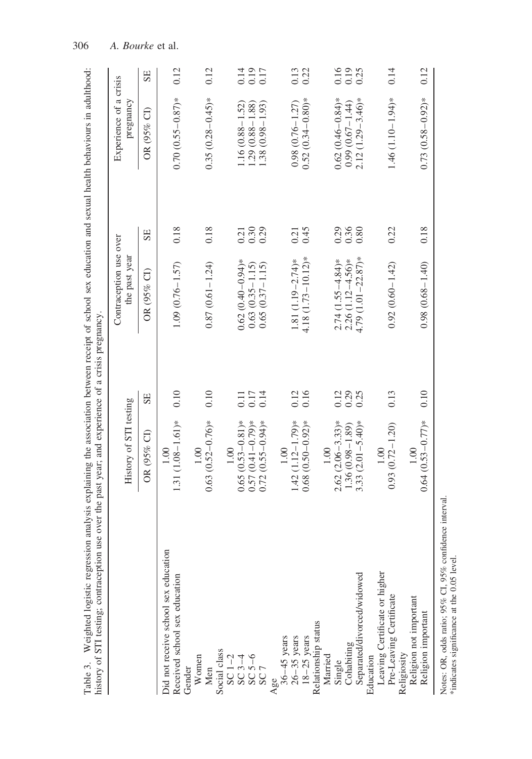Table 3. Weighted logistic regression analysis explaining the association between receipt of school sex education and sexual health behaviours in adulthood: history of STI testing; contraception use over the past year; and experience of a crisis pregnancy.

| | History of STI testing | | Contraception use over the past year | | Experience of a crisis pregnancy | |
|---|---|---|---|---|---|---|
| | OR (95% CI) | SE | OR (95% CI) | SE | OR (95% CI) | SE |
| Did not receive school sex education | 1.00 | | | | | |
| Received school sex education | 1.31 (1.08–1.61)* | 0.10 | 1.09 (0.76–1.57) | 0.18 | 0.70 (0.55–0.87)* | 0.12 |
| Gender | | | | | | |
| Women | 1.00 | | | | | |
| Men | 0.63 (0.52–0.76)* | 0.10 | 0.87 (0.61–1.24) | 0.18 | 0.35 (0.28–0.45)* | 0.12 |
| Social class | | | | | | |
| SC 1–2 | 1.00 | | | | | |
| SC 3–4 | 0.65 (0.53–0.81)* | 0.11 | 0.62 (0.40–0.94)* | 0.21 | 1.16 (0.88–1.52) | 0.14 |
| SC 5–6 | 0.57 (0.41–0.79)* | 0.17 | 0.63 (0.35–1.15) | 0.30 | 1.29 (0.88–1.88) | 0.19 |
| SC 7 | 0.72 (0.55–0.94)* | 0.14 | 0.65 (0.37–1.15) | 0.29 | 1.38 (0.98–1.93) | 0.17 |
| Age | | | | | | |
| 36–45 years | 1.00 | | | | | |
| 26–35 years | 1.42 (1.12–1.79)* | 0.12 | 1.81 (1.19–2.74)* | 0.21 | 0.98 (0.76–1.27) | 0.13 |
| 18–25 years | 0.68 (0.50–0.92)* | 0.16 | 4.18 (1.73–10.12)* | 0.45 | 0.52 (0.34–0.80)* | 0.22 |
| Relationship status | | | | | | |
| Married | 1.00 | | | | | |
| Single | 2.62 (2.06–3.33)* | 0.12 | 2.74 (1.55–4.84)* | 0.29 | 0.62 (0.46–0.84)* | 0.16 |
| Cohabiting | 1.36 (0.98–1.89) | 0.29 | 2.26 (1.12–4.56)* | 0.36 | 0.99 (0.67–1.44) | 0.19 |
| Separated/divorced/widowed | 3.33 (2.01–5.40)* | 0.25 | 4.79 (1.01–22.87)* | 0.80 | 2.12 (1.29–3.46)* | 0.25 |
| Education | | | | | | |
| Leaving Certificate or higher | 1.00 | | | | | |
| Pre-Leaving Certificate | 0.93 (0.72–1.20) | 0.13 | 0.92 (0.60–1.42) | 0.22 | 1.46 (1.10–1.94)* | 0.14 |
| Religiosity | | | | | | |
| Religion not important | 1.00 | | | | | |
| Religion important | 0.64 (0.53–0.77)* | 0.10 | 0.98 (0.68–1.40) | 0.18 | 0.73 (0.58–0.92)* | 0.12 |

Notes: OR, odds ratio; 95% CI, 95% confidence interval.
*indicates significance at the 0.05 level.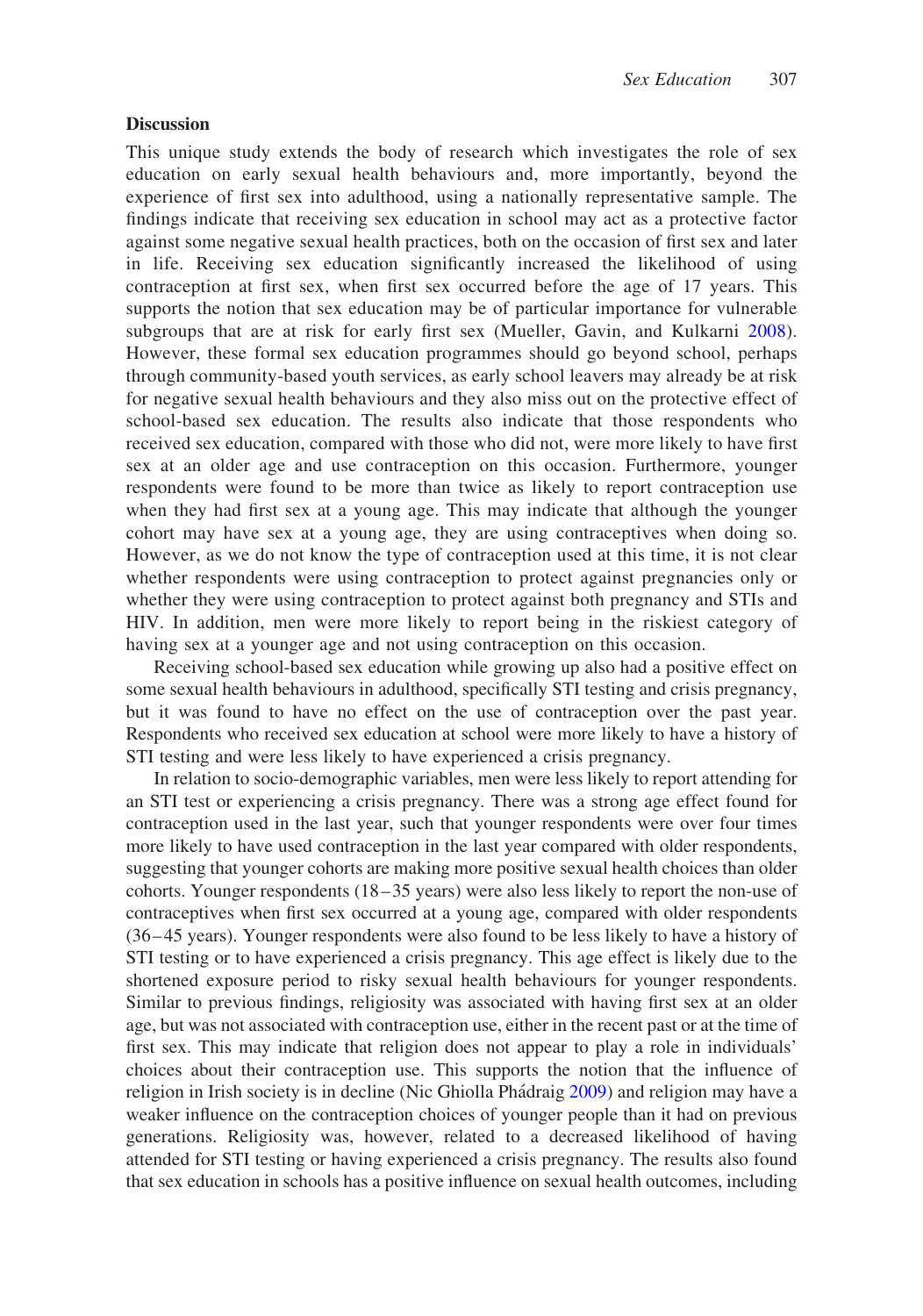## Discussion

This unique study extends the body of research which investigates the role of sex education on early sexual health behaviours and, more importantly, beyond the experience of first sex into adulthood, using a nationally representative sample. The findings indicate that receiving sex education in school may act as a protective factor against some negative sexual health practices, both on the occasion of first sex and later in life. Receiving sex education significantly increased the likelihood of using contraception at first sex, when first sex occurred before the age of 17 years. This supports the notion that sex education may be of particular importance for vulnerable subgroups that are at risk for early first sex (Mueller, Gavin, and Kulkarni 2008). However, these formal sex education programmes should go beyond school, perhaps through community-based youth services, as early school leavers may already be at risk for negative sexual health behaviours and they also miss out on the protective effect of school-based sex education. The results also indicate that those respondents who received sex education, compared with those who did not, were more likely to have first sex at an older age and use contraception on this occasion. Furthermore, younger respondents were found to be more than twice as likely to report contraception use when they had first sex at a young age. This may indicate that although the younger cohort may have sex at a young age, they are using contraceptives when doing so. However, as we do not know the type of contraception used at this time, it is not clear whether respondents were using contraception to protect against pregnancies only or whether they were using contraception to protect against both pregnancy and STIs and HIV. In addition, men were more likely to report being in the riskiest category of having sex at a younger age and not using contraception on this occasion.

Receiving school-based sex education while growing up also had a positive effect on some sexual health behaviours in adulthood, specifically STI testing and crisis pregnancy, but it was found to have no effect on the use of contraception over the past year. Respondents who received sex education at school were more likely to have a history of STI testing and were less likely to have experienced a crisis pregnancy.

In relation to socio-demographic variables, men were less likely to report attending for an STI test or experiencing a crisis pregnancy. There was a strong age effect found for contraception used in the last year, such that younger respondents were over four times more likely to have used contraception in the last year compared with older respondents, suggesting that younger cohorts are making more positive sexual health choices than older cohorts. Younger respondents (18–35 years) were also less likely to report the non-use of contraceptives when first sex occurred at a young age, compared with older respondents (36–45 years). Younger respondents were also found to be less likely to have a history of STI testing or to have experienced a crisis pregnancy. This age effect is likely due to the shortened exposure period to risky sexual health behaviours for younger respondents. Similar to previous findings, religiosity was associated with having first sex at an older age, but was not associated with contraception use, either in the recent past or at the time of first sex. This may indicate that religion does not appear to play a role in individuals' choices about their contraception use. This supports the notion that the influence of religion in Irish society is in decline (Nic Ghiolla Phádraig 2009) and religion may have a weaker influence on the contraception choices of younger people than it had on previous generations. Religiosity was, however, related to a decreased likelihood of having attended for STI testing or having experienced a crisis pregnancy. The results also found that sex education in schools has a positive influence on sexual health outcomes, including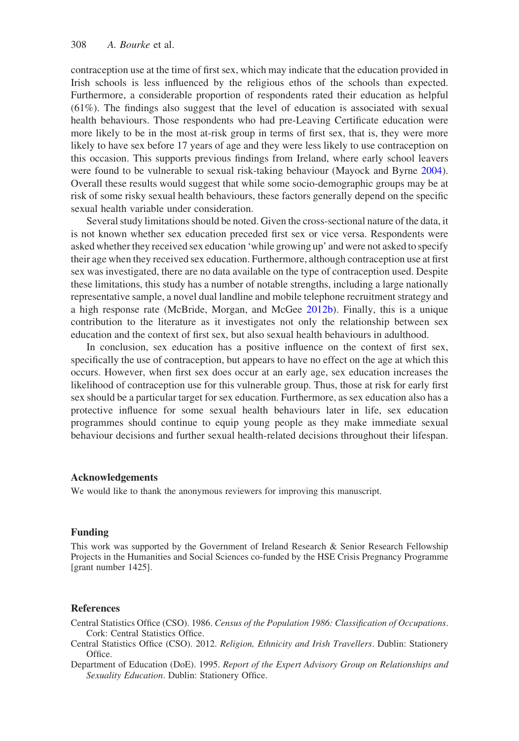contraception use at the time of first sex, which may indicate that the education provided in Irish schools is less influenced by the religious ethos of the schools than expected. Furthermore, a considerable proportion of respondents rated their education as helpful (61%). The findings also suggest that the level of education is associated with sexual health behaviours. Those respondents who had pre-Leaving Certificate education were more likely to be in the most at-risk group in terms of first sex, that is, they were more likely to have sex before 17 years of age and they were less likely to use contraception on this occasion. This supports previous findings from Ireland, where early school leavers were found to be vulnerable to sexual risk-taking behaviour (Mayock and Byrne 2004). Overall these results would suggest that while some socio-demographic groups may be at risk of some risky sexual health behaviours, these factors generally depend on the specific sexual health variable under consideration.

Several study limitations should be noted. Given the cross-sectional nature of the data, it is not known whether sex education preceded first sex or vice versa. Respondents were asked whether they received sex education 'while growing up' and were not asked to specify their age when they received sex education. Furthermore, although contraception use at first sex was investigated, there are no data available on the type of contraception used. Despite these limitations, this study has a number of notable strengths, including a large nationally representative sample, a novel dual landline and mobile telephone recruitment strategy and a high response rate (McBride, Morgan, and McGee 2012b). Finally, this is a unique contribution to the literature as it investigates not only the relationship between sex education and the context of first sex, but also sexual health behaviours in adulthood.

In conclusion, sex education has a positive influence on the context of first sex, specifically the use of contraception, but appears to have no effect on the age at which this occurs. However, when first sex does occur at an early age, sex education increases the likelihood of contraception use for this vulnerable group. Thus, those at risk for early first sex should be a particular target for sex education. Furthermore, as sex education also has a protective influence for some sexual health behaviours later in life, sex education programmes should continue to equip young people as they make immediate sexual behaviour decisions and further sexual health-related decisions throughout their lifespan.

## Acknowledgements

We would like to thank the anonymous reviewers for improving this manuscript.

## Funding

This work was supported by the Government of Ireland Research & Senior Research Fellowship Projects in the Humanities and Social Sciences co-funded by the HSE Crisis Pregnancy Programme [grant number 1425].

## References

Central Statistics Office (CSO). 1986. *Census of the Population 1986: Classification of Occupations*. Cork: Central Statistics Office.

Central Statistics Office (CSO). 2012. *Religion, Ethnicity and Irish Travellers*. Dublin: Stationery Office.

Department of Education (DoE). 1995. *Report of the Expert Advisory Group on Relationships and Sexuality Education*. Dublin: Stationery Office.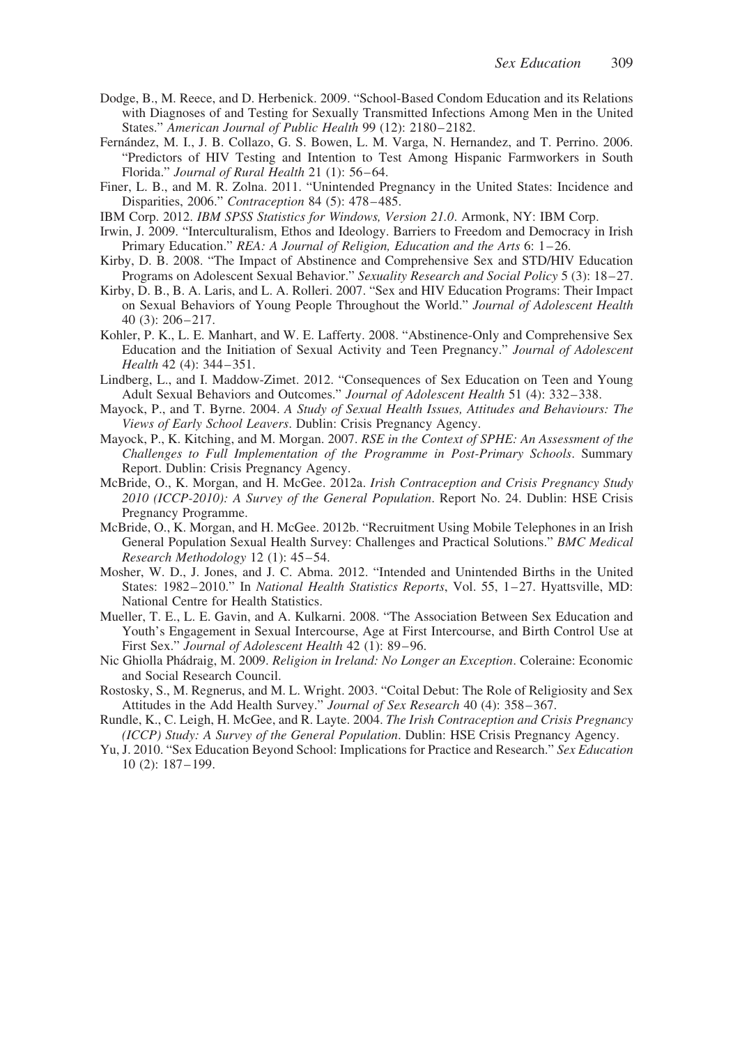Dodge, B., M. Reece, and D. Herbenick. 2009. "School-Based Condom Education and its Relations with Diagnoses of and Testing for Sexually Transmitted Infections Among Men in the United States." *American Journal of Public Health* 99 (12): 2180–2182.

Fernández, M. I., J. B. Collazo, G. S. Bowen, L. M. Varga, N. Hernandez, and T. Perrino. 2006. "Predictors of HIV Testing and Intention to Test Among Hispanic Farmworkers in South Florida." *Journal of Rural Health* 21 (1): 56–64.

Finer, L. B., and M. R. Zolna. 2011. "Unintended Pregnancy in the United States: Incidence and Disparities, 2006." *Contraception* 84 (5): 478–485.

IBM Corp. 2012. *IBM SPSS Statistics for Windows, Version 21.0*. Armonk, NY: IBM Corp.

Irwin, J. 2009. "Interculturalism, Ethos and Ideology. Barriers to Freedom and Democracy in Irish Primary Education." *REA: A Journal of Religion, Education and the Arts* 6: 1–26.

Kirby, D. B. 2008. "The Impact of Abstinence and Comprehensive Sex and STD/HIV Education Programs on Adolescent Sexual Behavior." *Sexuality Research and Social Policy* 5 (3): 18–27.

Kirby, D. B., B. A. Laris, and L. A. Rolleri. 2007. "Sex and HIV Education Programs: Their Impact on Sexual Behaviors of Young People Throughout the World." *Journal of Adolescent Health* 40 (3): 206–217.

Kohler, P. K., L. E. Manhart, and W. E. Lafferty. 2008. "Abstinence-Only and Comprehensive Sex Education and the Initiation of Sexual Activity and Teen Pregnancy." *Journal of Adolescent Health* 42 (4): 344–351.

Lindberg, L., and I. Maddow-Zimet. 2012. "Consequences of Sex Education on Teen and Young Adult Sexual Behaviors and Outcomes." *Journal of Adolescent Health* 51 (4): 332–338.

Mayock, P., and T. Byrne. 2004. *A Study of Sexual Health Issues, Attitudes and Behaviours: The Views of Early School Leavers*. Dublin: Crisis Pregnancy Agency.

Mayock, P., K. Kitching, and M. Morgan. 2007. *RSE in the Context of SPHE: An Assessment of the Challenges to Full Implementation of the Programme in Post-Primary Schools*. Summary Report. Dublin: Crisis Pregnancy Agency.

McBride, O., K. Morgan, and H. McGee. 2012a. *Irish Contraception and Crisis Pregnancy Study 2010 (ICCP-2010): A Survey of the General Population*. Report No. 24. Dublin: HSE Crisis Pregnancy Programme.

McBride, O., K. Morgan, and H. McGee. 2012b. "Recruitment Using Mobile Telephones in an Irish General Population Sexual Health Survey: Challenges and Practical Solutions." *BMC Medical Research Methodology* 12 (1): 45–54.

Mosher, W. D., J. Jones, and J. C. Abma. 2012. "Intended and Unintended Births in the United States: 1982–2010." In *National Health Statistics Reports*, Vol. 55, 1–27. Hyattsville, MD: National Centre for Health Statistics.

Mueller, T. E., L. E. Gavin, and A. Kulkarni. 2008. "The Association Between Sex Education and Youth's Engagement in Sexual Intercourse, Age at First Intercourse, and Birth Control Use at First Sex." *Journal of Adolescent Health* 42 (1): 89–96.

Nic Ghiolla Phádraig, M. 2009. *Religion in Ireland: No Longer an Exception*. Coleraine: Economic and Social Research Council.

Rostosky, S., M. Regnerus, and M. L. Wright. 2003. "Coital Debut: The Role of Religiosity and Sex Attitudes in the Add Health Survey." *Journal of Sex Research* 40 (4): 358–367.

Rundle, K., C. Leigh, H. McGee, and R. Layte. 2004. *The Irish Contraception and Crisis Pregnancy (ICCP) Study: A Survey of the General Population*. Dublin: HSE Crisis Pregnancy Agency.

Yu, J. 2010. "Sex Education Beyond School: Implications for Practice and Research." *Sex Education* 10 (2): 187–199.